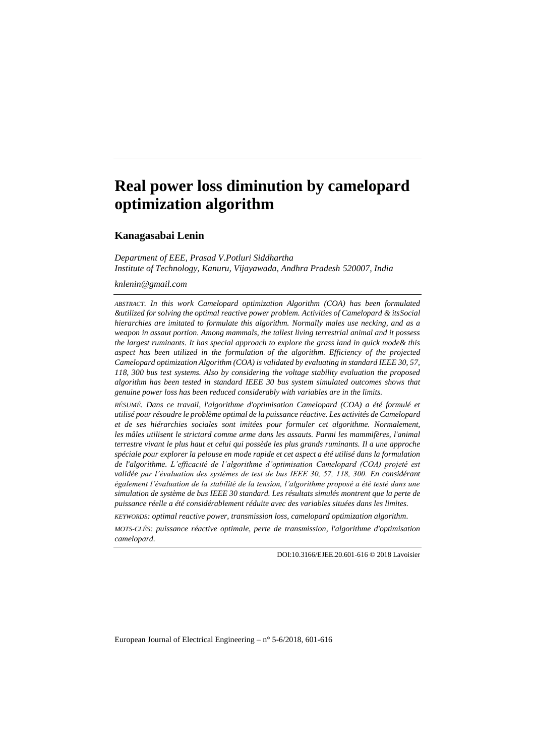# Real power loss diminution by camelopard optimization algorithm

**Kanagasabai Lenin**

*Department of EEE, Prasad V.Potluri Siddhartha Institute of Technology, Kanuru, Vijayawada, Andhra Pradesh 520007, India*

*knlenin@gmail.com*

*ABSTRACT. In this work Camelopard optimization Algorithm (COA) has been formulated &utilized for solving the optimal reactive power problem. Activities of Camelopard & itsSocial hierarchies are imitated to formulate this algorithm. Normally males use necking, and as a weapon in assault portion. Among mammals, the tallest living terrestrial animal and it possess the largest ruminants. It has special approach to explore the grass land in quick mode& this aspect has been utilized in the formulation of the algorithm. Efficiency of the projected Camelopard optimization Algorithm (COA) is validated by evaluating in standard IEEE 30, 57, 118, 300 bus test systems. Also by considering the voltage stability evaluation the proposed algorithm has been tested in standard IEEE 30 bus system simulated outcomes shows that genuine power loss has been reduced considerably with variables are in the limits.*

*RÉSUMÉ. Dans ce travail, l'algorithme d'optimisation Camelopard (COA) a été formulé et utilisé pour résoudre le problème optimal de la puissance réactive. Les activités de Camelopard et de ses hiérarchies sociales sont imitées pour formuler cet algorithme. Normalement, les mâles utilisent le strictard comme arme dans les assauts. Parmi les mammifères, l'animal terrestre vivant le plus haut et celui qui possède les plus grands ruminants. Il a une approche spéciale pour explorer la pelouse en mode rapide et cet aspect a été utilisé dans la formulation de l'algorithme. L'efficacité de l'algorithme d'optimisation Camelopard (COA) projeté est validée par l'évaluation des systèmes de test de bus IEEE 30, 57, 118, 300. En considérant également l'évaluation de la stabilité de la tension, l'algorithme proposé a été testé dans une simulation de système de bus IEEE 30 standard. Les résultats simulés montrent que la perte de puissance réelle a été considérablement réduite avec des variables situées dans les limites.*

*KEYWORDS: optimal reactive power, transmission loss, camelopard optimization algorithm.*

*MOTS-CLÉS: puissance réactive optimale, perte de transmission, l'algorithme d'optimisation camelopard.*

DOI:10.3166/EJEE.20.601-616 © 2018 Lavoisier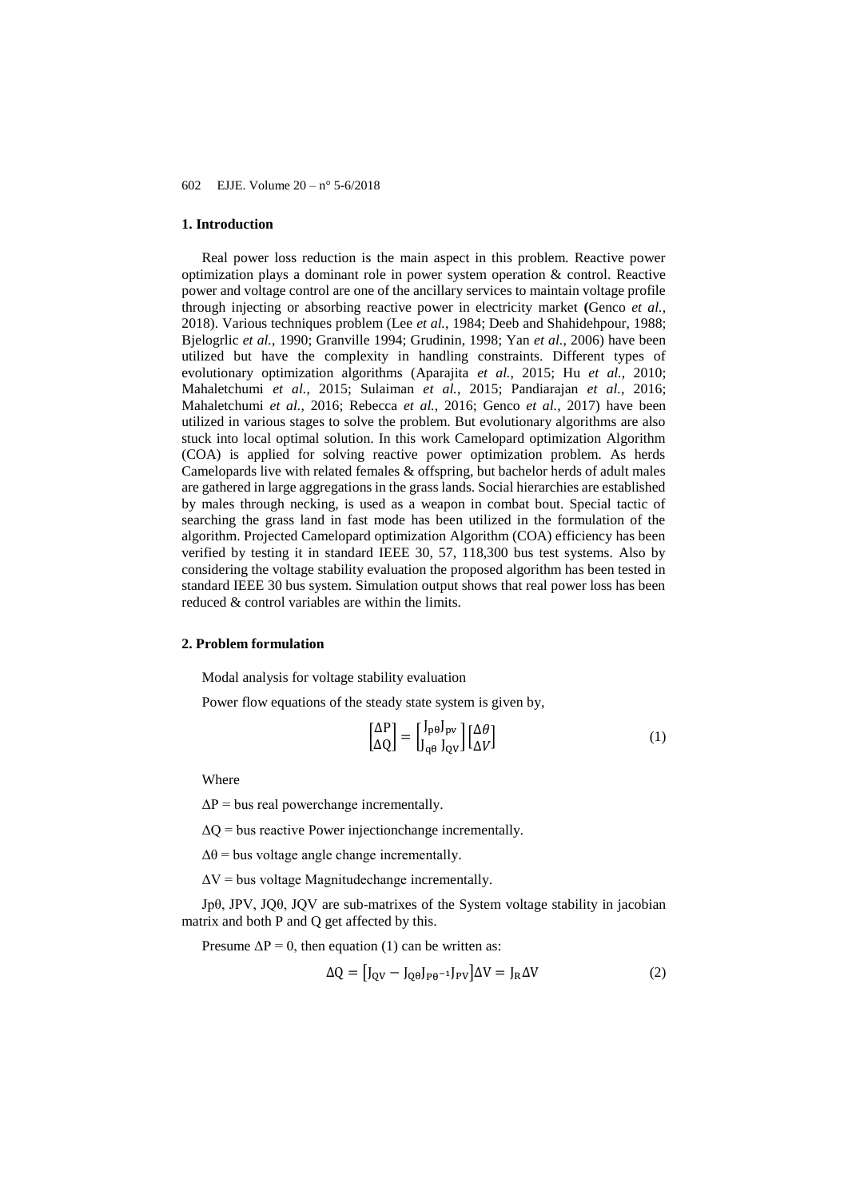## 1. Introduction

Real power loss reduction is the main aspect in this problem. Reactive power optimization plays a dominant role in power system operation & control. Reactive power and voltage control are one of the ancillary services to maintain voltage profile through injecting or absorbing reactive power in electricity market **(**Genco *et al.*, 2018). Various techniques problem (Lee *et al.*, 1984; Deeb and Shahidehpour, 1988; Bjelogrlic *et al.*, 1990; Granville 1994; Grudinin, 1998; Yan *et al.*, 2006) have been utilized but have the complexity in handling constraints. Different types of evolutionary optimization algorithms (Aparajita *et al.*, 2015; Hu *et al.*, 2010; Mahaletchumi *et al.*, 2015; Sulaiman *et al.*, 2015; Pandiarajan *et al.*, 2016; Mahaletchumi *et al.*, 2016; Rebecca *et al.*, 2016; Genco *et al.*, 2017) have been utilized in various stages to solve the problem. But evolutionary algorithms are also stuck into local optimal solution. In this work Camelopard optimization Algorithm (COA) is applied for solving reactive power optimization problem. As herds Camelopards live with related females & offspring, but bachelor herds of adult males are gathered in large aggregations in the grass lands. Social hierarchies are established by males through necking, is used as a weapon in combat bout. Special tactic of searching the grass land in fast mode has been utilized in the formulation of the algorithm. Projected Camelopard optimization Algorithm (COA) efficiency has been verified by testing it in standard IEEE 30, 57, 118,300 bus test systems. Also by considering the voltage stability evaluation the proposed algorithm has been tested in standard IEEE 30 bus system. Simulation output shows that real power loss has been reduced & control variables are within the limits.

## 2. Problem formulation

Modal analysis for voltage stability evaluation

Power flow equations of the steady state system is given by,

$$\begin{bmatrix} \Delta P \\ \Delta Q \end{bmatrix} = \begin{bmatrix} J_{p\theta} J_{pv} \\ J_{q\theta}\ J_{QV} \end{bmatrix} \begin{bmatrix} \Delta\theta \\ \Delta V \end{bmatrix} \tag{1}$$

Where

$\Delta P$ = bus real powerchange incrementally.

$\Delta Q$ = bus reactive Power injectionchange incrementally.

$\Delta\theta$ = bus voltage angle change incrementally.

$\Delta V$ = bus voltage Magnitudechange incrementally.

$J_{p\theta}$, JPV, JQθ, JQV are sub-matrixes of the System voltage stability in jacobian matrix and both P and Q get affected by this.

Presume $\Delta P = 0$, then equation (1) can be written as:

$$\Delta Q = \left[J_{QV} - J_{Q\theta} J_{P\theta^{-1}} J_{PV}\right] \Delta V = J_R \Delta V \tag{2}$$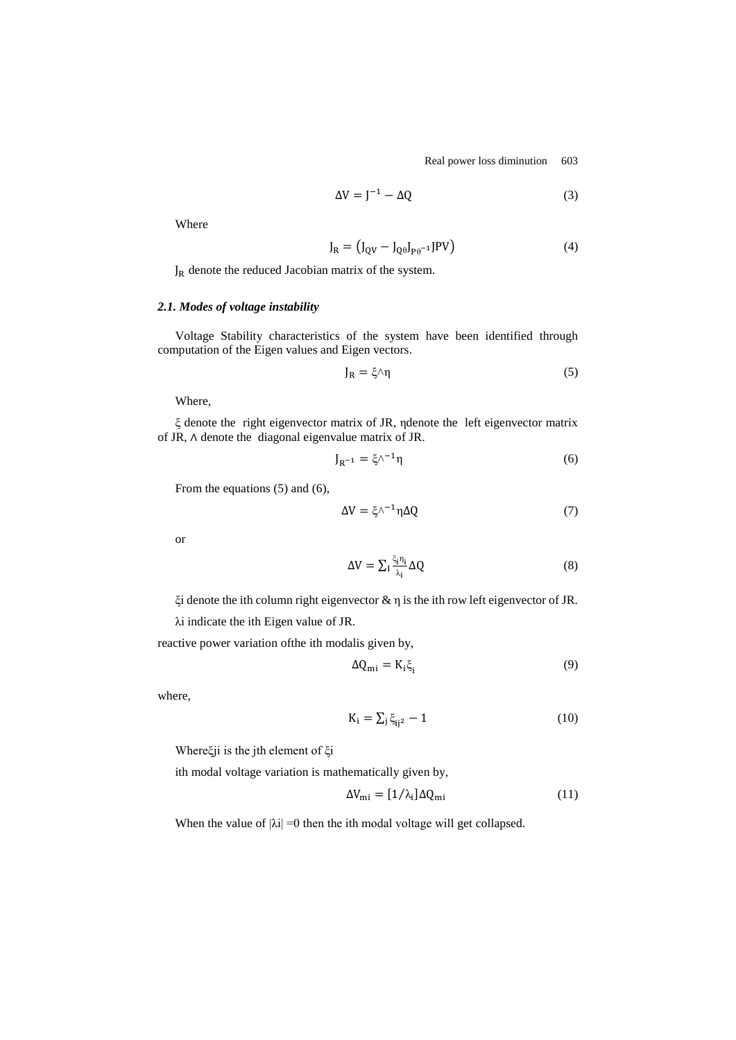$$\Delta V = J^{-1} - \Delta Q \tag{3}$$

Where

$$J_R = \left(J_{QV} - J_{Q\theta}J_{P\theta^{-1}}JPV\right) \tag{4}$$

$J_R$ denote the reduced Jacobian matrix of the system.

### *2.1. Modes of voltage instability*

Voltage Stability characteristics of the system have been identified through computation of the Eigen values and Eigen vectors.

$$J_R = \xi \wedge \eta \tag{5}$$

Where,

ξ denote the right eigenvector matrix of JR, ηdenote the left eigenvector matrix of JR, ∧ denote the diagonal eigenvalue matrix of JR.

$$J_{R^{-1}} = \xi \wedge^{-1} \eta \tag{6}$$

From the equations (5) and (6),

$$\Delta V = \xi \wedge^{-1} \eta \Delta Q \tag{7}$$

or

$$\Delta V = \sum_I \frac{\xi_i \eta_i}{\lambda_i} \Delta Q \tag{8}$$

ξi denote the ith column right eigenvector & η is the ith row left eigenvector of JR.

λi indicate the ith Eigen value of JR.

reactive power variation ofthe ith modalis given by,

$$\Delta Q_{mi} = K_i \xi_i \tag{9}$$

where,

$$K_i = \sum_j \xi_{ij^2} - 1 \tag{10}$$

Whereξji is the jth element of ξi

ith modal voltage variation is mathematically given by,

$$\Delta V_{mi} = [1/\lambda_i] \Delta Q_{mi} \tag{11}$$

When the value of |λi| =0 then the ith modal voltage will get collapsed.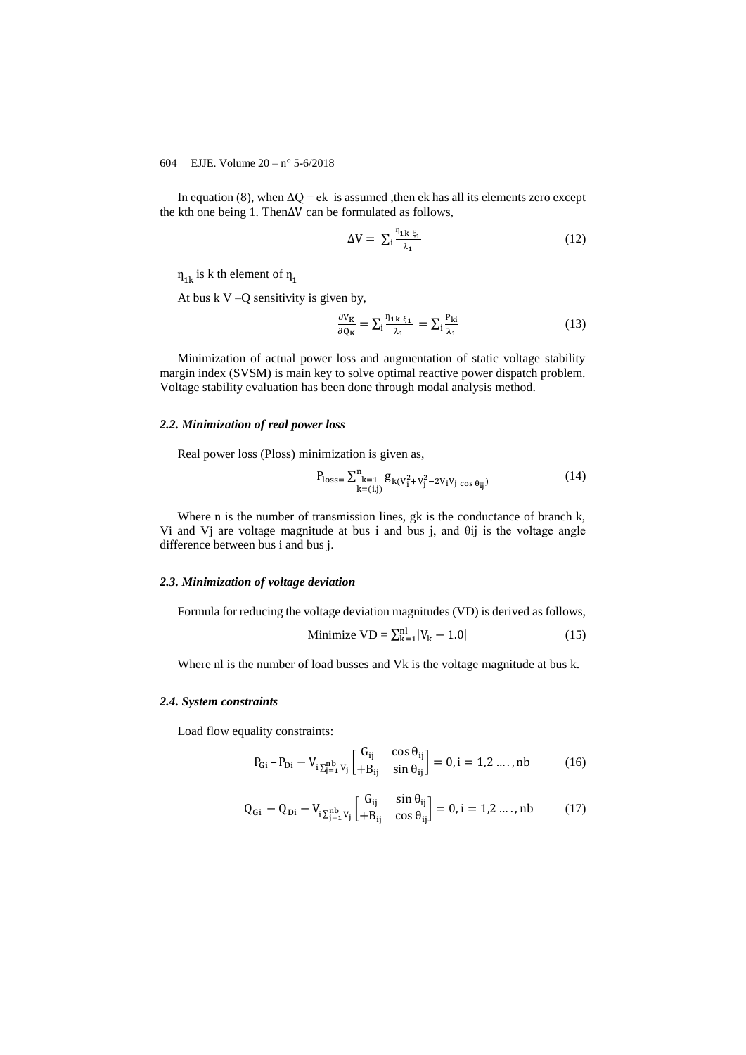In equation (8), when $\Delta Q = ek$ is assumed ,then ek has all its elements zero except the kth one being 1. Then$\Delta V$ can be formulated as follows,

$$\Delta V = \sum_i \frac{\eta_{1k}\ \xi_1}{\lambda_1} \tag{12}$$

$\eta_{1k}$ is k th element of $\eta_1$

At bus k V –Q sensitivity is given by,

$$\frac{\partial V_K}{\partial Q_K} = \sum_i \frac{\eta_{1k}\ \xi_1}{\lambda_1} = \sum_i \frac{P_{ki}}{\lambda_1} \tag{13}$$

Minimization of actual power loss and augmentation of static voltage stability margin index (SVSM) is main key to solve optimal reactive power dispatch problem. Voltage stability evaluation has been done through modal analysis method.

### *2.2. Minimization of real power loss*

Real power loss (Ploss) minimization is given as,

$$P_{loss} = \sum_{\substack{k=1 \\ k=(i,j)}}^{n} g_{k(V_i^2 + V_j^2 - 2V_iV_j \cos\theta_{ij})} \tag{14}$$

Where n is the number of transmission lines, gk is the conductance of branch k, Vi and Vj are voltage magnitude at bus i and bus j, and θij is the voltage angle difference between bus i and bus j.

### *2.3. Minimization of voltage deviation*

Formula for reducing the voltage deviation magnitudes (VD) is derived as follows,

$$\text{Minimize VD} = \sum_{k=1}^{nl} |V_k - 1.0| \tag{15}$$

Where nl is the number of load busses and Vk is the voltage magnitude at bus k.

### *2.4. System constraints*

Load flow equality constraints:

$$P_{Gi} - P_{Di} - V_{i\sum_{j=1}^{nb}} V_j \begin{bmatrix} G_{ij} & \cos\theta_{ij} \\ +B_{ij} & \sin\theta_{ij} \end{bmatrix} = 0, i = 1,2 \ldots., nb \tag{16}$$

$$Q_{Gi} - Q_{Di} - V_{i\sum_{j=1}^{nb}} V_j \begin{bmatrix} G_{ij} & \sin\theta_{ij} \\ +B_{ij} & \cos\theta_{ij} \end{bmatrix} = 0, i = 1,2 \ldots., nb \tag{17}$$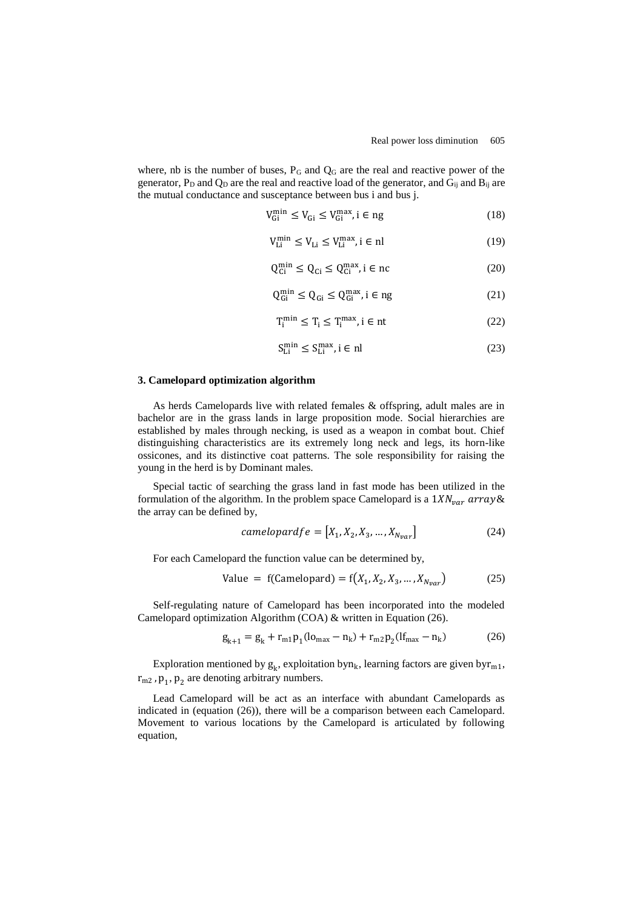where, nb is the number of buses, $P_G$ and $Q_G$ are the real and reactive power of the generator, $P_D$ and $Q_D$ are the real and reactive load of the generator, and $G_{ij}$ and $B_{ij}$ are the mutual conductance and susceptance between bus i and bus j.

$$V_{Gi}^{min} \leq V_{Gi} \leq V_{Gi}^{max}, i \in ng \tag{18}$$

$$V_{Li}^{min} \leq V_{Li} \leq V_{Li}^{max}, i \in nl \tag{19}$$

$$Q_{Ci}^{min} \leq Q_{Ci} \leq Q_{Ci}^{max}, i \in nc \tag{20}$$

$$Q_{Gi}^{min} \leq Q_{Gi} \leq Q_{Gi}^{max}, i \in ng \tag{21}$$

$$T_{i}^{min} \leq T_{i} \leq T_{i}^{max}, i \in nt \tag{22}$$

$$S_{Li}^{min} \leq S_{Li}^{max}, i \in nl \tag{23}$$

## 3. Camelopard optimization algorithm

As herds Camelopards live with related females & offspring, adult males are in bachelor are in the grass lands in large proposition mode. Social hierarchies are established by males through necking, is used as a weapon in combat bout. Chief distinguishing characteristics are its extremely long neck and legs, its horn-like ossicones, and its distinctive coat patterns. The sole responsibility for raising the young in the herd is by Dominant males.

Special tactic of searching the grass land in fast mode has been utilized in the formulation of the algorithm. In the problem space Camelopard is a $1XN_{var}\ array$& the array can be defined by,

$$camelopardfe = [X_1, X_2, X_3, \ldots, X_{N_{var}}] \tag{24}$$

For each Camelopard the function value can be determined by,

$$\text{Value} = \text{f(Camelopard)} = \text{f}(X_1, X_2, X_3, \ldots, X_{N_{var}}) \tag{25}$$

Self-regulating nature of Camelopard has been incorporated into the modeled Camelopard optimization Algorithm (COA) & written in Equation (26).

$$g_{k+1} = g_k + r_{m1} p_1 (lo_{max} - n_k) + r_{m2} p_2 (lf_{max} - n_k) \tag{26}$$

Exploration mentioned by $g_k$, exploitation by$n_k$, learning factors are given by$r_{m1}$, $r_{m2}$ , $p_1$, $p_2$ are denoting arbitrary numbers.

Lead Camelopard will be act as an interface with abundant Camelopards as indicated in (equation (26)), there will be a comparison between each Camelopard. Movement to various locations by the Camelopard is articulated by following equation,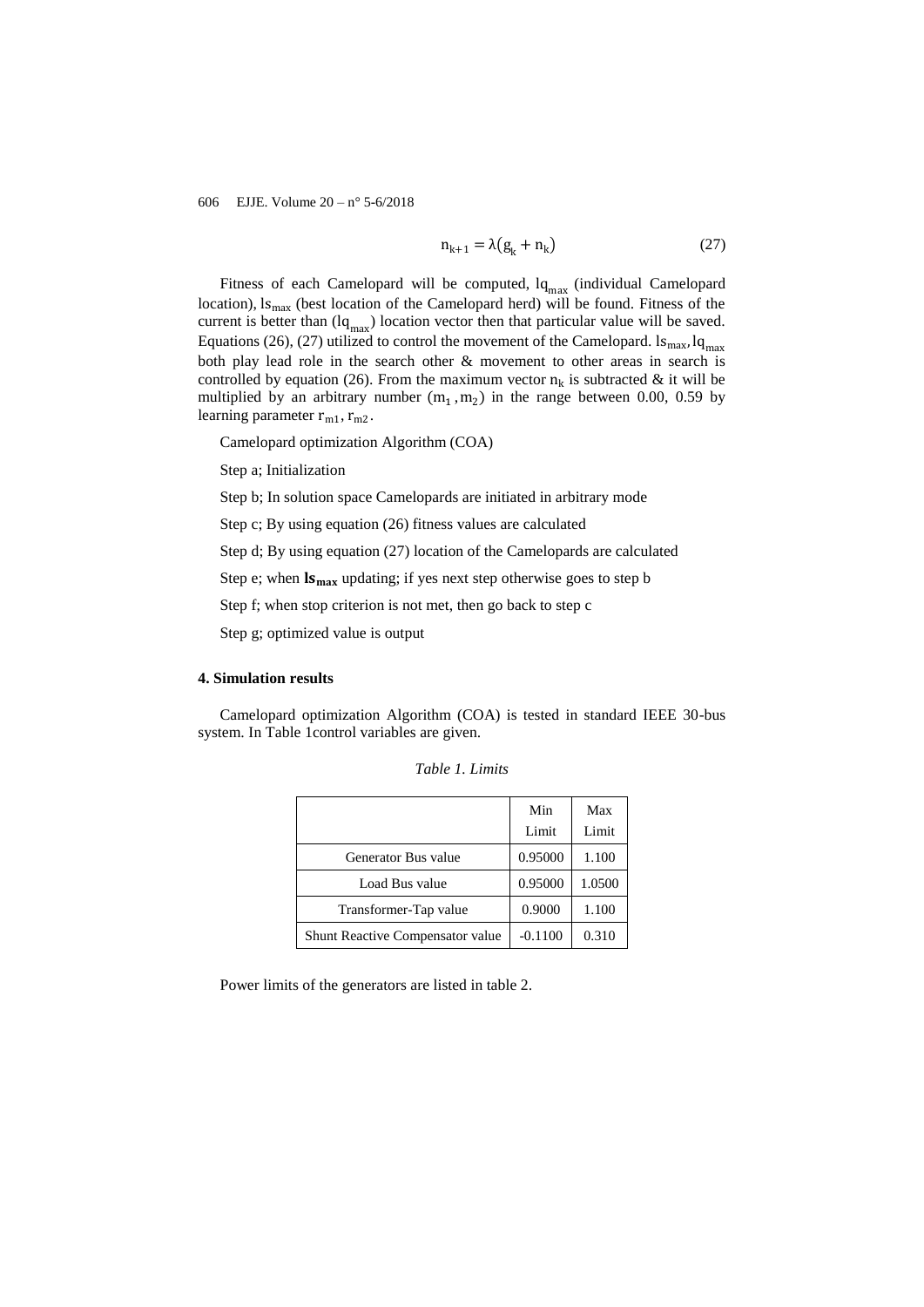$$n_{k+1} = \lambda(g_k + n_k) \tag{27}$$

Fitness of each Camelopard will be computed, $lq_{max}$ (individual Camelopard location), $ls_{max}$ (best location of the Camelopard herd) will be found. Fitness of the current is better than ($lq_{max}$) location vector then that particular value will be saved. Equations (26), (27) utilized to control the movement of the Camelopard. $ls_{max}, lq_{max}$ both play lead role in the search other & movement to other areas in search is controlled by equation (26). From the maximum vector $n_k$ is subtracted & it will be multiplied by an arbitrary number $(m_1, m_2)$ in the range between 0.00, 0.59 by learning parameter $r_{m1}, r_{m2}$.

Camelopard optimization Algorithm (COA)

Step a; Initialization

Step b; In solution space Camelopards are initiated in arbitrary mode

Step c; By using equation (26) fitness values are calculated

Step d; By using equation (27) location of the Camelopards are calculated

Step e; when $\mathbf{ls_{max}}$ updating; if yes next step otherwise goes to step b

Step f; when stop criterion is not met, then go back to step c

Step g; optimized value is output

#### 4. Simulation results

Camelopard optimization Algorithm (COA) is tested in standard IEEE 30-bus system. In Table 1control variables are given.

*Table 1. Limits*

| | Min Limit | Max Limit |
|---|---|---|
| Generator Bus value | 0.95000 | 1.100 |
| Load Bus value | 0.95000 | 1.0500 |
| Transformer-Tap value | 0.9000 | 1.100 |
| Shunt Reactive Compensator value | -0.1100 | 0.310 |

Power limits of the generators are listed in table 2.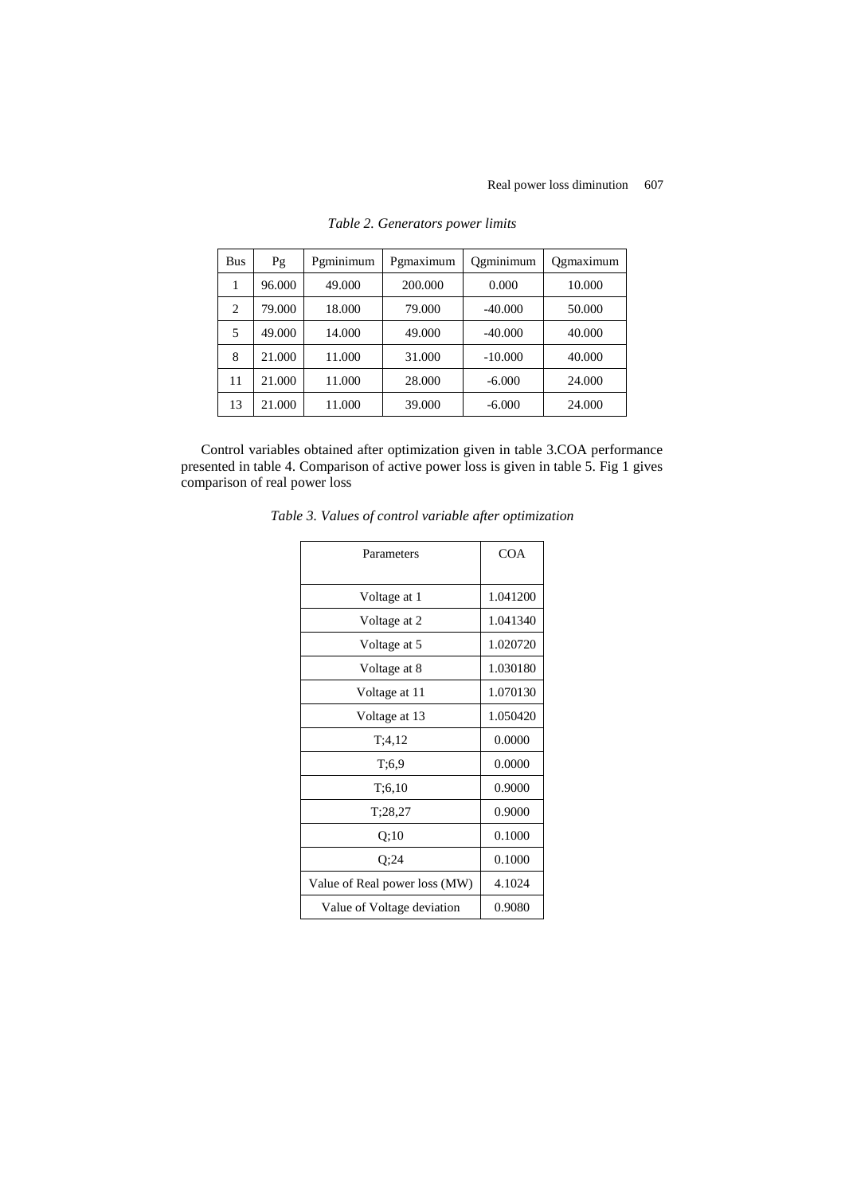*Table 2. Generators power limits*

| Bus | Pg | Pgminimum | Pgmaximum | Qgminimum | Qgmaximum |
|---|---|---|---|---|---|
| 1 | 96.000 | 49.000 | 200.000 | 0.000 | 10.000 |
| 2 | 79.000 | 18.000 | 79.000 | -40.000 | 50.000 |
| 5 | 49.000 | 14.000 | 49.000 | -40.000 | 40.000 |
| 8 | 21.000 | 11.000 | 31.000 | -10.000 | 40.000 |
| 11 | 21.000 | 11.000 | 28.000 | -6.000 | 24.000 |
| 13 | 21.000 | 11.000 | 39.000 | -6.000 | 24.000 |

Control variables obtained after optimization given in table 3.COA performance presented in table 4. Comparison of active power loss is given in table 5. Fig 1 gives comparison of real power loss

*Table 3. Values of control variable after optimization*

| Parameters | COA |
|---|---|
| Voltage at 1 | 1.041200 |
| Voltage at 2 | 1.041340 |
| Voltage at 5 | 1.020720 |
| Voltage at 8 | 1.030180 |
| Voltage at 11 | 1.070130 |
| Voltage at 13 | 1.050420 |
| T;4,12 | 0.0000 |
| T;6,9 | 0.0000 |
| T;6,10 | 0.9000 |
| T;28,27 | 0.9000 |
| Q;10 | 0.1000 |
| Q;24 | 0.1000 |
| Value of Real power loss (MW) | 4.1024 |
| Value of Voltage deviation | 0.9080 |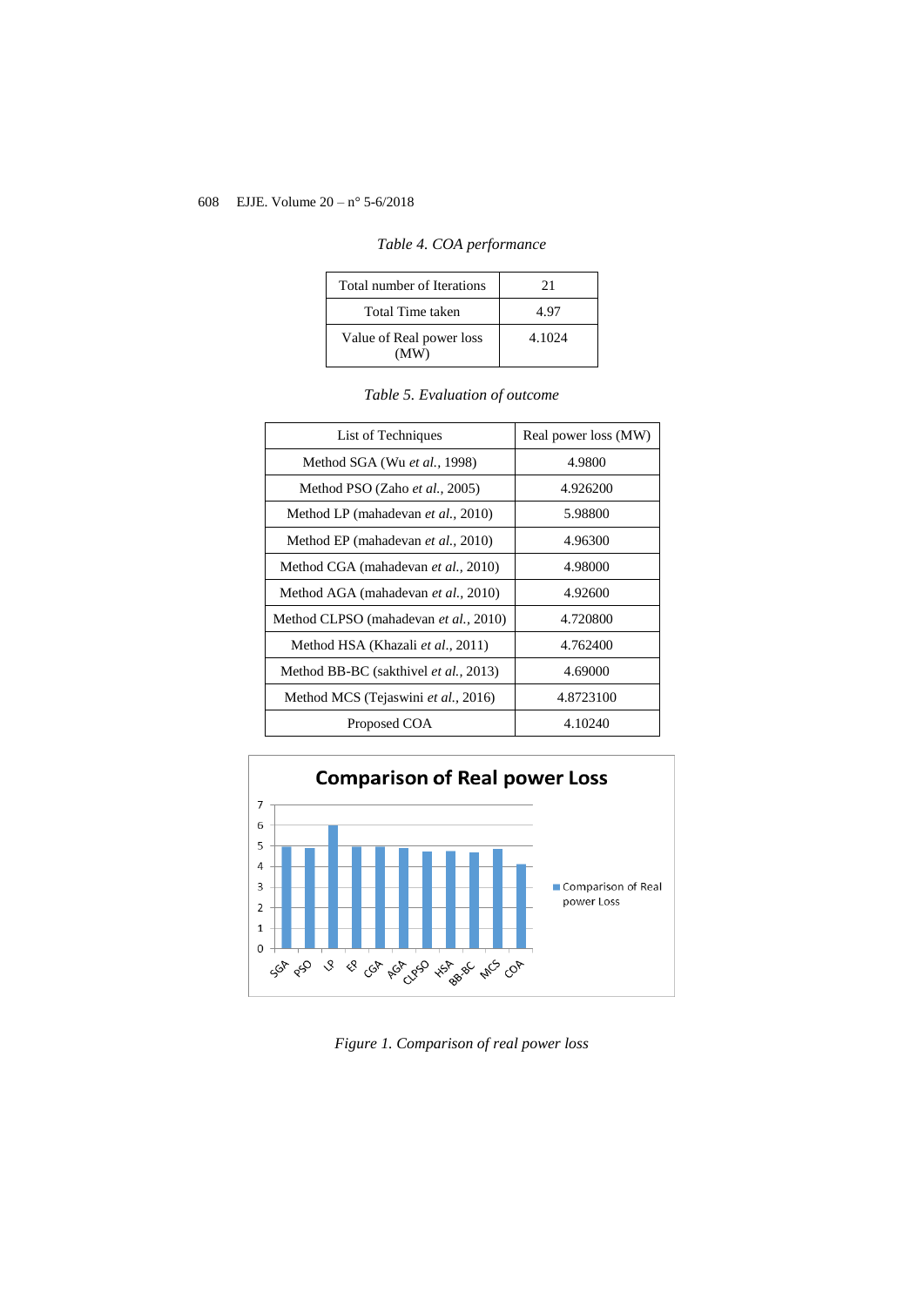*Table 4. COA performance*

| | |
|---|---|
| Total number of Iterations | 21 |
| Total Time taken | 4.97 |
| Value of Real power loss (MW) | 4.1024 |

*Table 5. Evaluation of outcome*

| List of Techniques | Real power loss (MW) |
|---|---|
| Method SGA (Wu *et al.*, 1998) | 4.9800 |
| Method PSO (Zaho *et al.*, 2005) | 4.926200 |
| Method LP (mahadevan *et al.*, 2010) | 5.98800 |
| Method EP (mahadevan *et al.*, 2010) | 4.96300 |
| Method CGA (mahadevan *et al.*, 2010) | 4.98000 |
| Method AGA (mahadevan *et al.*, 2010) | 4.92600 |
| Method CLPSO (mahadevan *et al.*, 2010) | 4.720800 |
| Method HSA (Khazali *et al.*, 2011) | 4.762400 |
| Method BB-BC (sakthivel *et al.*, 2013) | 4.69000 |
| Method MCS (Tejaswini *et al.*, 2016) | 4.8723100 |
| Proposed COA | 4.10240 |

*Figure 1. Comparison of real power loss*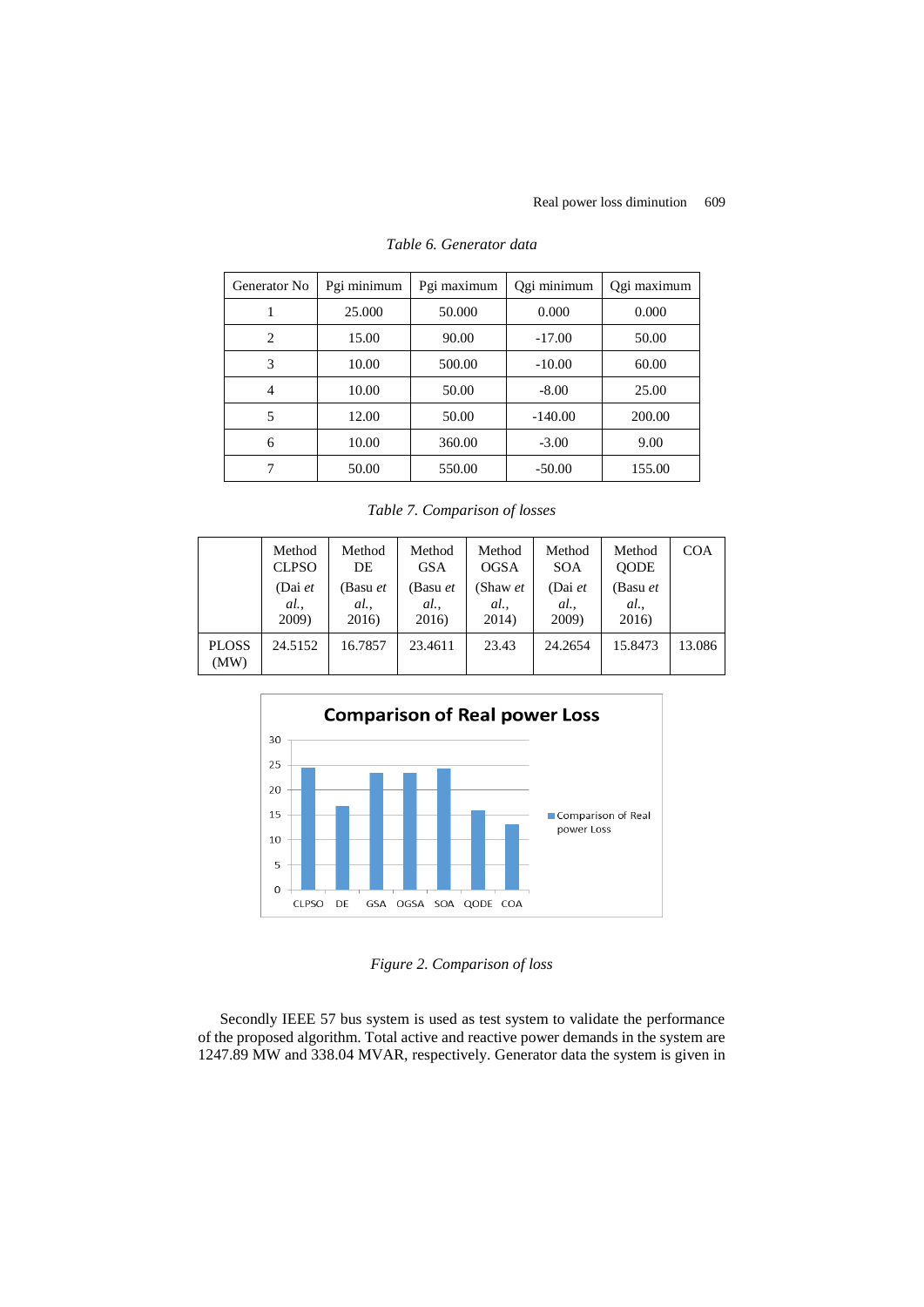*Table 6. Generator data*

| Generator No | Pgi minimum | Pgi maximum | Qgi minimum | Qgi maximum |
|---|---|---|---|---|
| 1 | 25.000 | 50.000 | 0.000 | 0.000 |
| 2 | 15.00 | 90.00 | -17.00 | 50.00 |
| 3 | 10.00 | 500.00 | -10.00 | 60.00 |
| 4 | 10.00 | 50.00 | -8.00 | 25.00 |
| 5 | 12.00 | 50.00 | -140.00 | 200.00 |
| 6 | 10.00 | 360.00 | -3.00 | 9.00 |
| 7 | 50.00 | 550.00 | -50.00 | 155.00 |

*Table 7. Comparison of losses*

| | Method CLPSO (Dai *et al.*, 2009) | Method DE (Basu *et al.*, 2016) | Method GSA (Basu *et al.*, 2016) | Method OGSA (Shaw *et al.*, 2014) | Method SOA (Dai *et al.*, 2009) | Method QODE (Basu *et al.*, 2016) | COA |
|---|---|---|---|---|---|---|---|
| PLOSS (MW) | 24.5152 | 16.7857 | 23.4611 | 23.43 | 24.2654 | 15.8473 | 13.086 |

*Figure 2. Comparison of loss*

Secondly IEEE 57 bus system is used as test system to validate the performance of the proposed algorithm. Total active and reactive power demands in the system are 1247.89 MW and 338.04 MVAR, respectively. Generator data the system is given in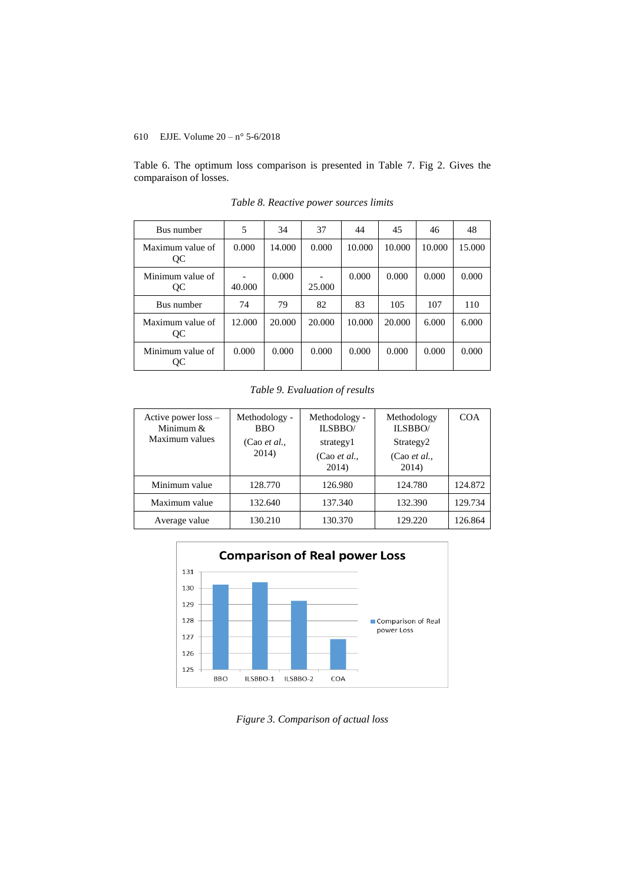Table 6. The optimum loss comparison is presented in Table 7. Fig 2. Gives the comparaison of losses.

*Table 8. Reactive power sources limits*

| Bus number | 5 | 34 | 37 | 44 | 45 | 46 | 48 |
|---|---|---|---|---|---|---|---|
| Maximum value of QC | 0.000 | 14.000 | 0.000 | 10.000 | 10.000 | 10.000 | 15.000 |
| Minimum value of QC | -40.000 | 0.000 | -25.000 | 0.000 | 0.000 | 0.000 | 0.000 |
| Bus number | 74 | 79 | 82 | 83 | 105 | 107 | 110 |
| Maximum value of QC | 12.000 | 20.000 | 20.000 | 10.000 | 20.000 | 6.000 | 6.000 |
| Minimum value of QC | 0.000 | 0.000 | 0.000 | 0.000 | 0.000 | 0.000 | 0.000 |

*Table 9. Evaluation of results*

| Active power loss – Minimum & Maximum values | Methodology - BBO (Cao *et al.*, 2014) | Methodology - ILSBBO/ strategy1 (Cao *et al.*, 2014) | Methodology ILSBBO/ Strategy2 (Cao *et al.*, 2014) | COA |
|---|---|---|---|---|
| Minimum value | 128.770 | 126.980 | 124.780 | 124.872 |
| Maximum value | 132.640 | 137.340 | 132.390 | 129.734 |
| Average value | 130.210 | 130.370 | 129.220 | 126.864 |

*Figure 3. Comparison of actual loss*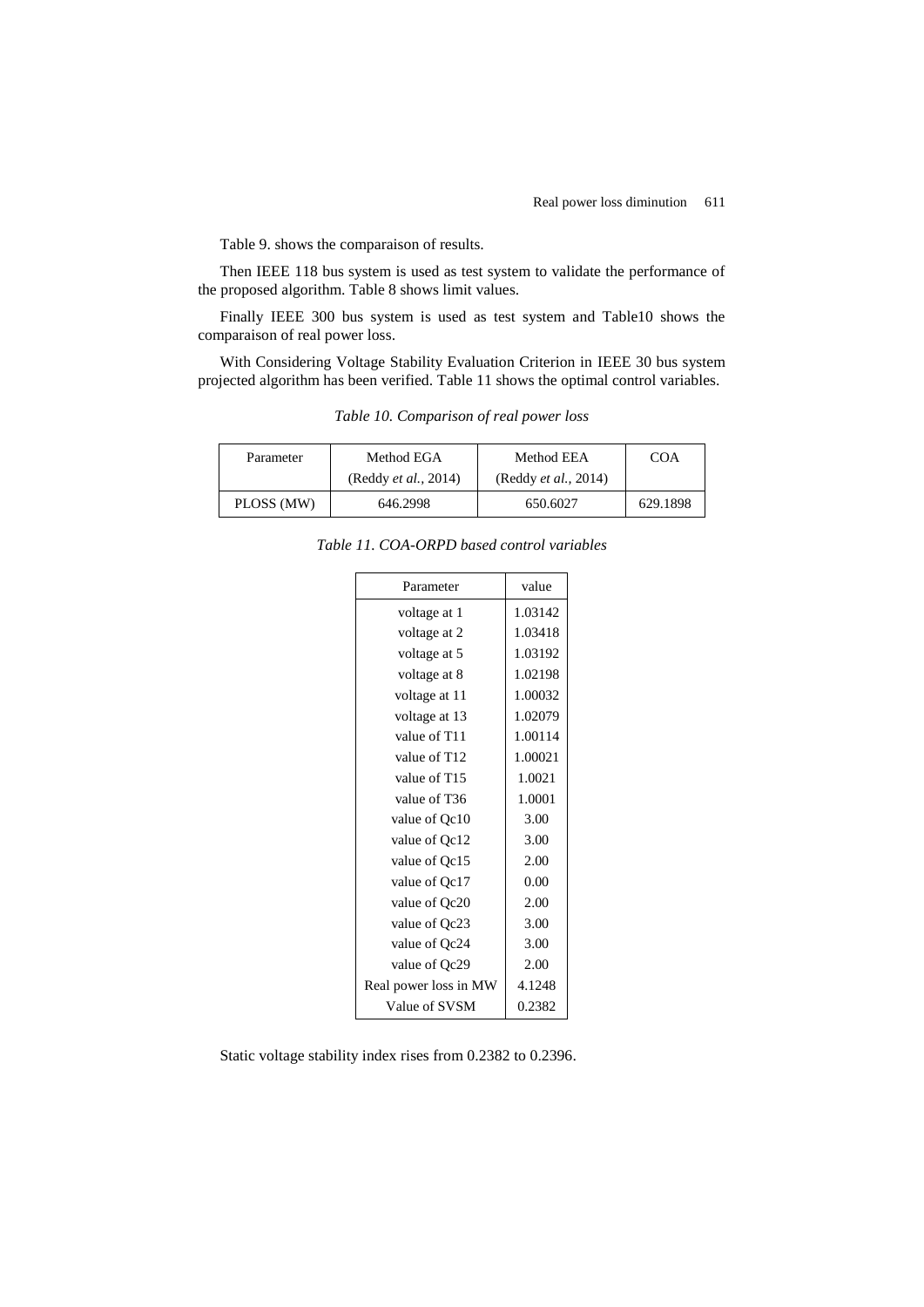Table 9. shows the comparaison of results.

Then IEEE 118 bus system is used as test system to validate the performance of the proposed algorithm. Table 8 shows limit values.

Finally IEEE 300 bus system is used as test system and Table10 shows the comparaison of real power loss.

With Considering Voltage Stability Evaluation Criterion in IEEE 30 bus system projected algorithm has been verified. Table 11 shows the optimal control variables.

*Table 10. Comparison of real power loss*

| Parameter | Method EGA (Reddy *et al.*, 2014) | Method EEA (Reddy *et al.*, 2014) | COA |
|---|---|---|---|
| PLOSS (MW) | 646.2998 | 650.6027 | 629.1898 |

*Table 11. COA-ORPD based control variables*

| Parameter | value |
|---|---|
| voltage at 1 | 1.03142 |
| voltage at 2 | 1.03418 |
| voltage at 5 | 1.03192 |
| voltage at 8 | 1.02198 |
| voltage at 11 | 1.00032 |
| voltage at 13 | 1.02079 |
| value of T11 | 1.00114 |
| value of T12 | 1.00021 |
| value of T15 | 1.0021 |
| value of T36 | 1.0001 |
| value of Qc10 | 3.00 |
| value of Qc12 | 3.00 |
| value of Qc15 | 2.00 |
| value of Qc17 | 0.00 |
| value of Qc20 | 2.00 |
| value of Qc23 | 3.00 |
| value of Qc24 | 3.00 |
| value of Qc29 | 2.00 |
| Real power loss in MW | 4.1248 |
| Value of SVSM | 0.2382 |

Static voltage stability index rises from 0.2382 to 0.2396.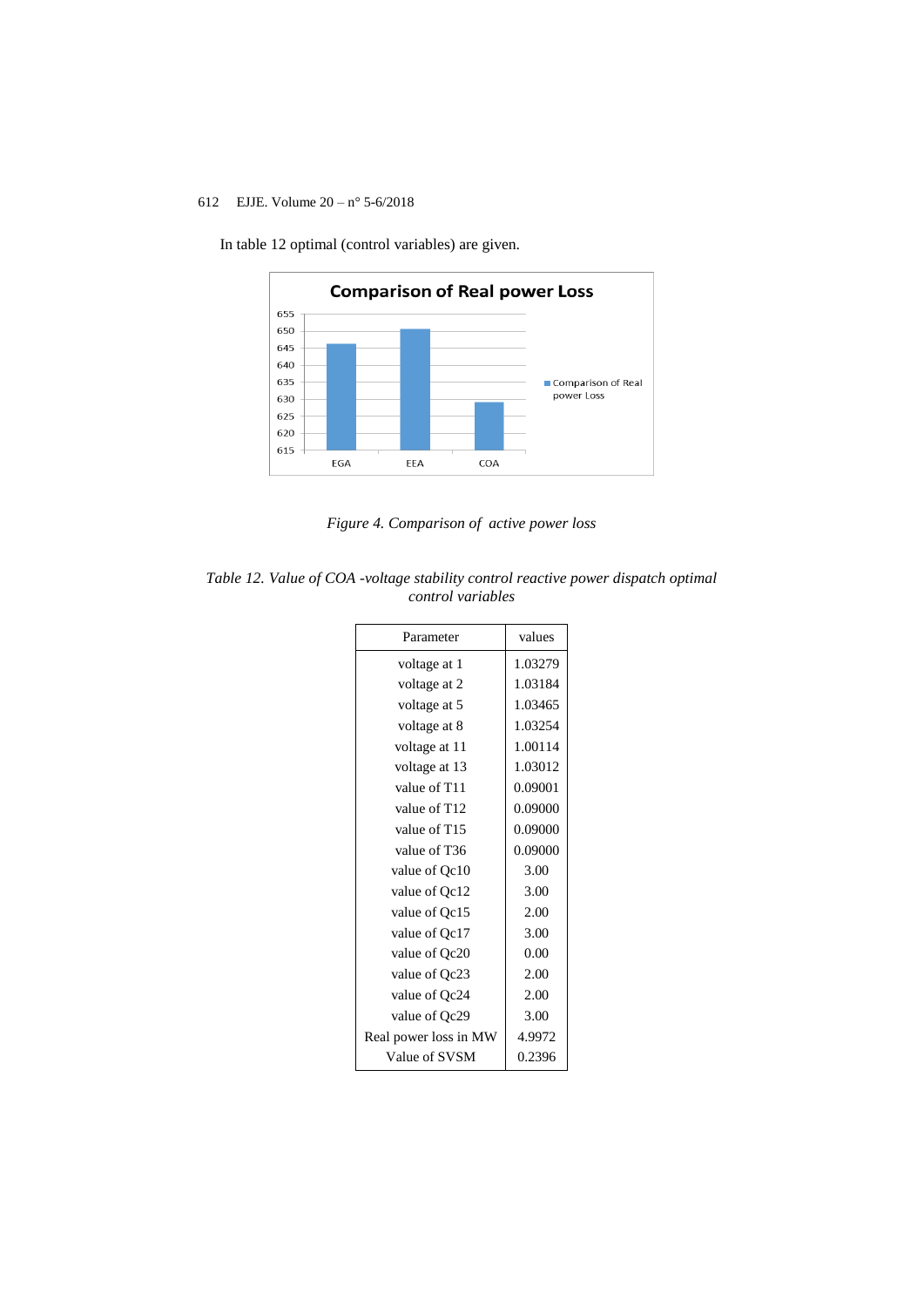In table 12 optimal (control variables) are given.

*Figure 4. Comparison of  active power loss*

*Table 12. Value of COA -voltage stability control reactive power dispatch optimal control variables*

| Parameter | values |
|---|---|
| voltage at 1 | 1.03279 |
| voltage at 2 | 1.03184 |
| voltage at 5 | 1.03465 |
| voltage at 8 | 1.03254 |
| voltage at 11 | 1.00114 |
| voltage at 13 | 1.03012 |
| value of T11 | 0.09001 |
| value of T12 | 0.09000 |
| value of T15 | 0.09000 |
| value of T36 | 0.09000 |
| value of Qc10 | 3.00 |
| value of Qc12 | 3.00 |
| value of Qc15 | 2.00 |
| value of Qc17 | 3.00 |
| value of Qc20 | 0.00 |
| value of Qc23 | 2.00 |
| value of Qc24 | 2.00 |
| value of Qc29 | 3.00 |
| Real power loss in MW | 4.9972 |
| Value of SVSM | 0.2396 |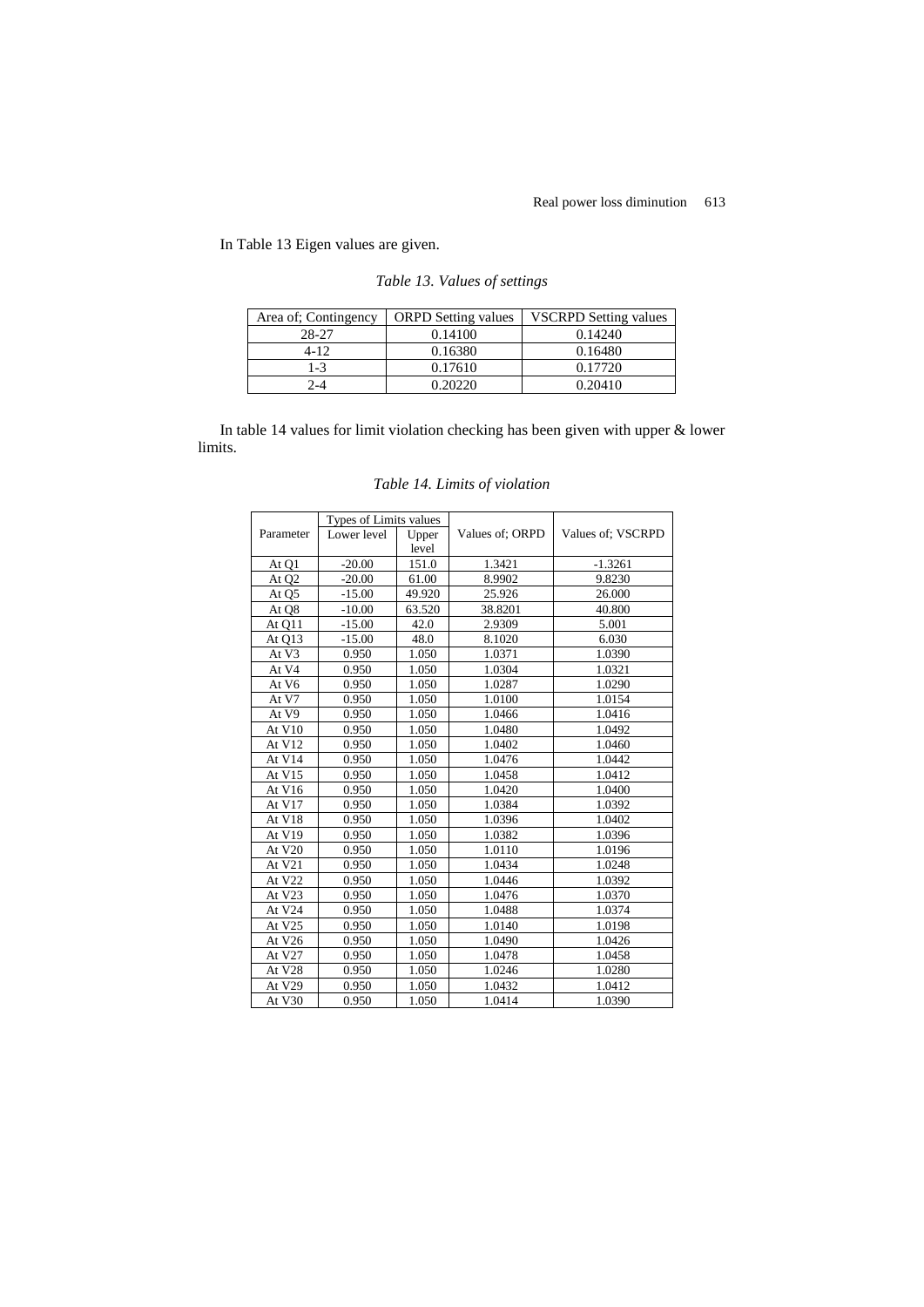In Table 13 Eigen values are given.

*Table 13. Values of settings*

| Area of; Contingency | ORPD Setting values | VSCRPD Setting values |
|---|---|---|
| 28-27 | 0.14100 | 0.14240 |
| 4-12 | 0.16380 | 0.16480 |
| 1-3 | 0.17610 | 0.17720 |
| 2-4 | 0.20220 | 0.20410 |

In table 14 values for limit violation checking has been given with upper & lower limits.

*Table 14. Limits of violation*

| Parameter | Types of Limits values | | Values of; ORPD | Values of; VSCRPD |
|---|---|---|---|---|
| | Lower level | Upper level | | |
| At Q1 | -20.00 | 151.0 | 1.3421 | -1.3261 |
| At Q2 | -20.00 | 61.00 | 8.9902 | 9.8230 |
| At Q5 | -15.00 | 49.920 | 25.926 | 26.000 |
| At Q8 | -10.00 | 63.520 | 38.8201 | 40.800 |
| At Q11 | -15.00 | 42.0 | 2.9309 | 5.001 |
| At Q13 | -15.00 | 48.0 | 8.1020 | 6.030 |
| At V3 | 0.950 | 1.050 | 1.0371 | 1.0390 |
| At V4 | 0.950 | 1.050 | 1.0304 | 1.0321 |
| At V6 | 0.950 | 1.050 | 1.0287 | 1.0290 |
| At V7 | 0.950 | 1.050 | 1.0100 | 1.0154 |
| At V9 | 0.950 | 1.050 | 1.0466 | 1.0416 |
| At V10 | 0.950 | 1.050 | 1.0480 | 1.0492 |
| At V12 | 0.950 | 1.050 | 1.0402 | 1.0460 |
| At V14 | 0.950 | 1.050 | 1.0476 | 1.0442 |
| At V15 | 0.950 | 1.050 | 1.0458 | 1.0412 |
| At V16 | 0.950 | 1.050 | 1.0420 | 1.0400 |
| At V17 | 0.950 | 1.050 | 1.0384 | 1.0392 |
| At V18 | 0.950 | 1.050 | 1.0396 | 1.0402 |
| At V19 | 0.950 | 1.050 | 1.0382 | 1.0396 |
| At V20 | 0.950 | 1.050 | 1.0110 | 1.0196 |
| At V21 | 0.950 | 1.050 | 1.0434 | 1.0248 |
| At V22 | 0.950 | 1.050 | 1.0446 | 1.0392 |
| At V23 | 0.950 | 1.050 | 1.0476 | 1.0370 |
| At V24 | 0.950 | 1.050 | 1.0488 | 1.0374 |
| At V25 | 0.950 | 1.050 | 1.0140 | 1.0198 |
| At V26 | 0.950 | 1.050 | 1.0490 | 1.0426 |
| At V27 | 0.950 | 1.050 | 1.0478 | 1.0458 |
| At V28 | 0.950 | 1.050 | 1.0246 | 1.0280 |
| At V29 | 0.950 | 1.050 | 1.0432 | 1.0412 |
| At V30 | 0.950 | 1.050 | 1.0414 | 1.0390 |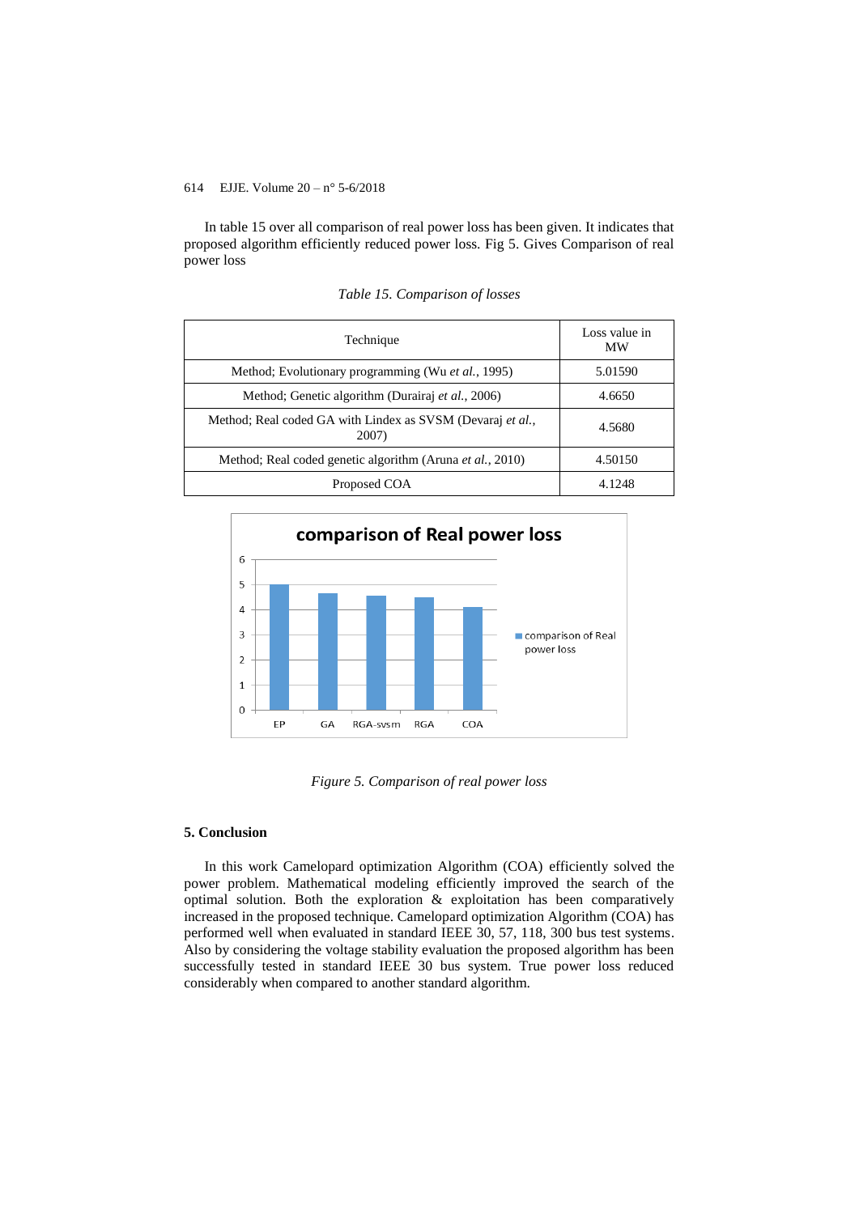In table 15 over all comparison of real power loss has been given. It indicates that proposed algorithm efficiently reduced power loss. Fig 5. Gives Comparison of real power loss

*Table 15. Comparison of losses*

| Technique | Loss value in MW |
|---|---|
| Method; Evolutionary programming (Wu *et al.*, 1995) | 5.01590 |
| Method; Genetic algorithm (Durairaj *et al.*, 2006) | 4.6650 |
| Method; Real coded GA with Lindex as SVSM (Devaraj *et al.*, 2007) | 4.5680 |
| Method; Real coded genetic algorithm (Aruna *et al.*, 2010) | 4.50150 |
| Proposed COA | 4.1248 |

*Figure 5. Comparison of real power loss*

## 5. Conclusion

In this work Camelopard optimization Algorithm (COA) efficiently solved the power problem. Mathematical modeling efficiently improved the search of the optimal solution. Both the exploration & exploitation has been comparatively increased in the proposed technique. Camelopard optimization Algorithm (COA) has performed well when evaluated in standard IEEE 30, 57, 118, 300 bus test systems. Also by considering the voltage stability evaluation the proposed algorithm has been successfully tested in standard IEEE 30 bus system. True power loss reduced considerably when compared to another standard algorithm.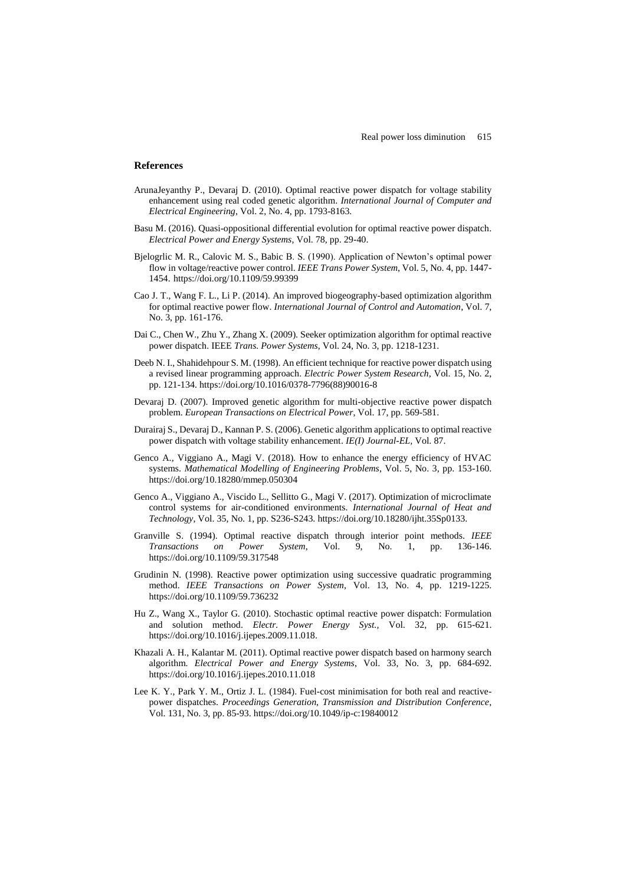## References

ArunaJeyanthy P., Devaraj D. (2010). Optimal reactive power dispatch for voltage stability enhancement using real coded genetic algorithm. *International Journal of Computer and Electrical Engineering*, Vol. 2, No. 4, pp. 1793-8163.

Basu M. (2016). Quasi-oppositional differential evolution for optimal reactive power dispatch. *Electrical Power and Energy Systems*, Vol. 78, pp. 29-40.

Bjelogrlic M. R., Calovic M. S., Babic B. S. (1990). Application of Newton's optimal power flow in voltage/reactive power control. *IEEE Trans Power System*, Vol. 5, No. 4, pp. 1447-1454. https://doi.org/10.1109/59.99399

Cao J. T., Wang F. L., Li P. (2014). An improved biogeography-based optimization algorithm for optimal reactive power flow. *International Journal of Control and Automation*, Vol. 7, No. 3, pp. 161-176.

Dai C., Chen W., Zhu Y., Zhang X. (2009). Seeker optimization algorithm for optimal reactive power dispatch. IEEE *Trans. Power Systems*, Vol. 24, No. 3, pp. 1218-1231.

Deeb N. I., Shahidehpour S. M. (1998). An efficient technique for reactive power dispatch using a revised linear programming approach. *Electric Power System Research*, Vol. 15, No. 2, pp. 121-134. https://doi.org/10.1016/0378-7796(88)90016-8

Devaraj D. (2007). Improved genetic algorithm for multi-objective reactive power dispatch problem. *European Transactions on Electrical Power*, Vol. 17, pp. 569-581.

Durairaj S., Devaraj D., Kannan P. S. (2006). Genetic algorithm applications to optimal reactive power dispatch with voltage stability enhancement. *IE(I) Journal-EL*, Vol. 87.

Genco A., Viggiano A., Magi V. (2018). How to enhance the energy efficiency of HVAC systems. *Mathematical Modelling of Engineering Problems*, Vol. 5, No. 3, pp. 153-160. https://doi.org/10.18280/mmep.050304

Genco A., Viggiano A., Viscido L., Sellitto G., Magi V. (2017). Optimization of microclimate control systems for air-conditioned environments. *International Journal of Heat and Technology*, Vol. 35, No. 1, pp. S236-S243. https://doi.org/10.18280/ijht.35Sp0133.

Granville S. (1994). Optimal reactive dispatch through interior point methods. *IEEE Transactions on Power System*, Vol. 9, No. 1, pp. 136-146. https://doi.org/10.1109/59.317548

Grudinin N. (1998). Reactive power optimization using successive quadratic programming method. *IEEE Transactions on Power System*, Vol. 13, No. 4, pp. 1219-1225. https://doi.org/10.1109/59.736232

Hu Z., Wang X., Taylor G. (2010). Stochastic optimal reactive power dispatch: Formulation and solution method. *Electr. Power Energy Syst.*, Vol. 32, pp. 615-621. https://doi.org/10.1016/j.ijepes.2009.11.018.

Khazali A. H., Kalantar M. (2011). Optimal reactive power dispatch based on harmony search algorithm. *Electrical Power and Energy Systems*, Vol. 33, No. 3, pp. 684-692. https://doi.org/10.1016/j.ijepes.2010.11.018

Lee K. Y., Park Y. M., Ortiz J. L. (1984). Fuel-cost minimisation for both real and reactive-power dispatches. *Proceedings Generation, Transmission and Distribution Conference*, Vol. 131, No. 3, pp. 85-93. https://doi.org/10.1049/ip-c:19840012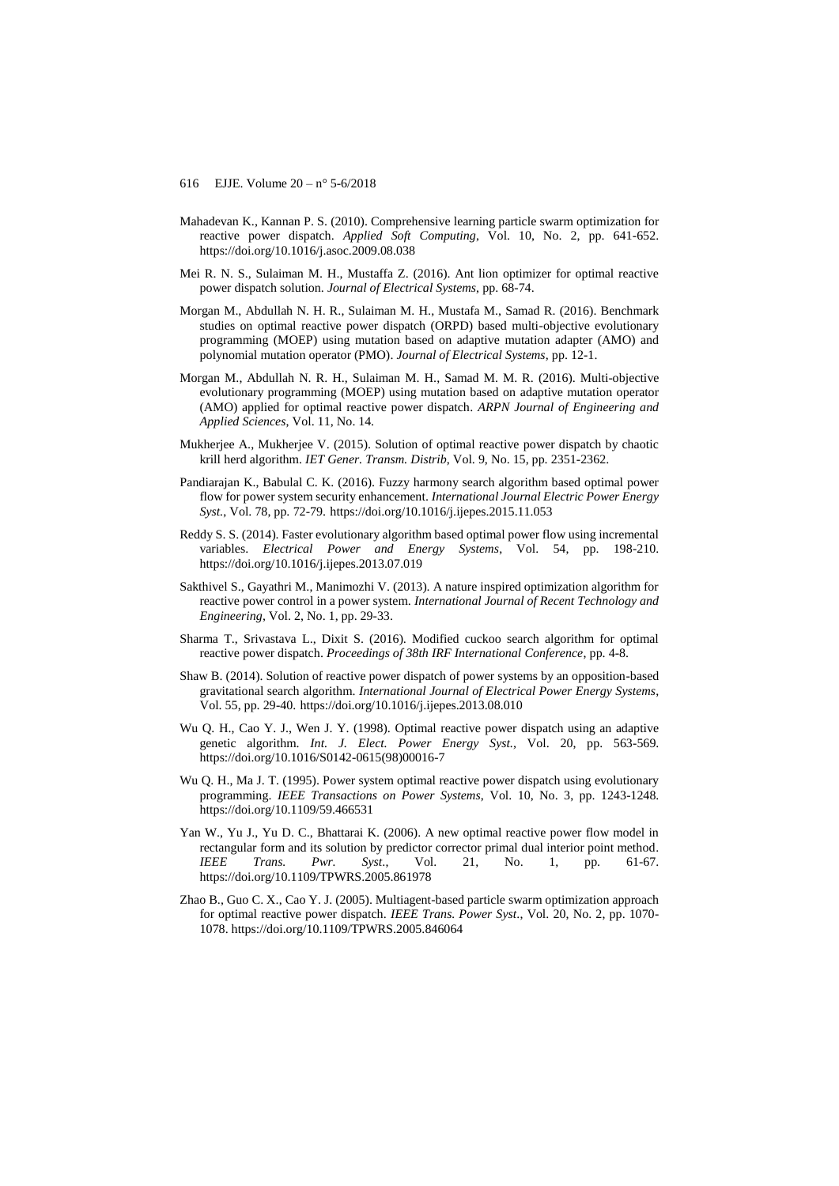Mahadevan K., Kannan P. S. (2010). Comprehensive learning particle swarm optimization for reactive power dispatch. *Applied Soft Computing*, Vol. 10, No. 2, pp. 641-652. https://doi.org/10.1016/j.asoc.2009.08.038

Mei R. N. S., Sulaiman M. H., Mustaffa Z. (2016). Ant lion optimizer for optimal reactive power dispatch solution. *Journal of Electrical Systems*, pp. 68-74.

Morgan M., Abdullah N. H. R., Sulaiman M. H., Mustafa M., Samad R. (2016). Benchmark studies on optimal reactive power dispatch (ORPD) based multi-objective evolutionary programming (MOEP) using mutation based on adaptive mutation adapter (AMO) and polynomial mutation operator (PMO). *Journal of Electrical Systems*, pp. 12-1.

Morgan M., Abdullah N. R. H., Sulaiman M. H., Samad M. M. R. (2016). Multi-objective evolutionary programming (MOEP) using mutation based on adaptive mutation operator (AMO) applied for optimal reactive power dispatch. *ARPN Journal of Engineering and Applied Sciences*, Vol. 11, No. 14.

Mukherjee A., Mukherjee V. (2015). Solution of optimal reactive power dispatch by chaotic krill herd algorithm. *IET Gener. Transm. Distrib*, Vol. 9, No. 15, pp. 2351-2362.

Pandiarajan K., Babulal C. K. (2016). Fuzzy harmony search algorithm based optimal power flow for power system security enhancement. *International Journal Electric Power Energy Syst.*, Vol. 78, pp. 72-79. https://doi.org/10.1016/j.ijepes.2015.11.053

Reddy S. S. (2014). Faster evolutionary algorithm based optimal power flow using incremental variables. *Electrical Power and Energy Systems*, Vol. 54, pp. 198-210. https://doi.org/10.1016/j.ijepes.2013.07.019

Sakthivel S., Gayathri M., Manimozhi V. (2013). A nature inspired optimization algorithm for reactive power control in a power system. *International Journal of Recent Technology and Engineering*, Vol. 2, No. 1, pp. 29-33.

Sharma T., Srivastava L., Dixit S. (2016). Modified cuckoo search algorithm for optimal reactive power dispatch. *Proceedings of 38th IRF International Conference*, pp. 4-8.

Shaw B. (2014). Solution of reactive power dispatch of power systems by an opposition-based gravitational search algorithm. *International Journal of Electrical Power Energy Systems*, Vol. 55, pp. 29-40. https://doi.org/10.1016/j.ijepes.2013.08.010

Wu Q. H., Cao Y. J., Wen J. Y. (1998). Optimal reactive power dispatch using an adaptive genetic algorithm. *Int. J. Elect. Power Energy Syst.*, Vol. 20, pp. 563-569. https://doi.org/10.1016/S0142-0615(98)00016-7

Wu Q. H., Ma J. T. (1995). Power system optimal reactive power dispatch using evolutionary programming. *IEEE Transactions on Power Systems*, Vol. 10, No. 3, pp. 1243-1248. https://doi.org/10.1109/59.466531

Yan W., Yu J., Yu D. C., Bhattarai K. (2006). A new optimal reactive power flow model in rectangular form and its solution by predictor corrector primal dual interior point method. *IEEE Trans. Pwr. Syst.*, Vol. 21, No. 1, pp. 61-67. https://doi.org/10.1109/TPWRS.2005.861978

Zhao B., Guo C. X., Cao Y. J. (2005). Multiagent-based particle swarm optimization approach for optimal reactive power dispatch. *IEEE Trans. Power Syst.*, Vol. 20, No. 2, pp. 1070-1078. https://doi.org/10.1109/TPWRS.2005.846064